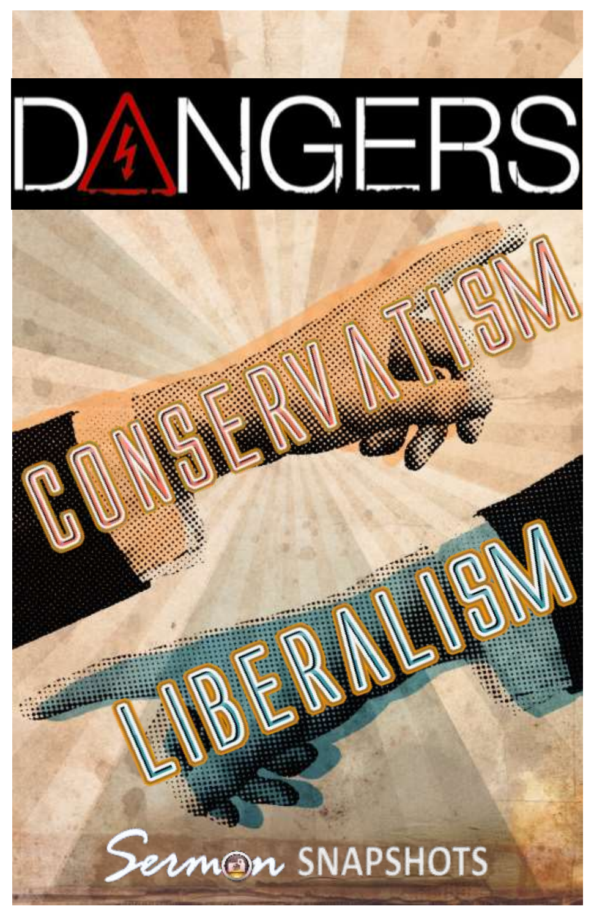# DANGERS

## CONSERVATISM

## LIBERALISM

Sermon SNAPSHOTS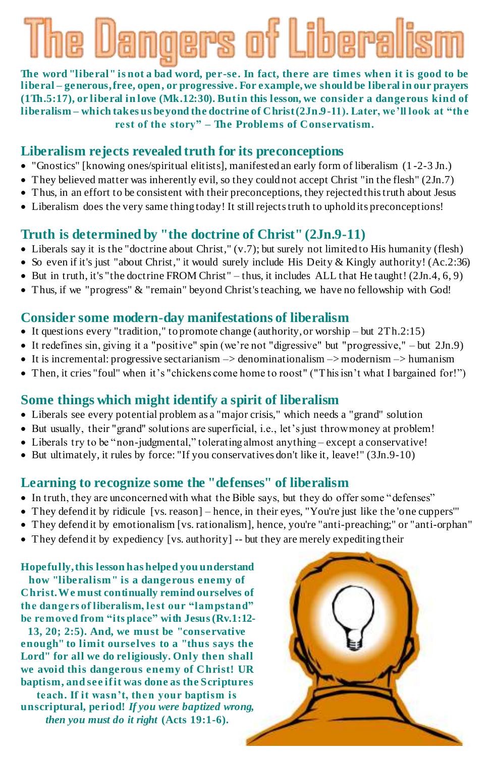# The Dangers of Liberalism

**The word "liberal" is not a bad word, per-se. In fact, there are times when it is good to be liberal – generous, free, open, or progressive. For example, we should be liberal in our prayers (1Th.5:17), or liberal in love (Mk.12:30). But in this lesson, we consider a dangerous kind of liberalism – which takes us beyond the doctrine of Christ (2Jn.9-11). Later, we'll look at "the rest of the story" – The Problems of Conservatism.**

## Liberalism rejects revealed truth for its preconceptions

- "Gnostics" [knowing ones/spiritual elitists], manifested an early form of liberalism (1-2-3 Jn.)
- They believed matter was inherently evil, so they could not accept Christ "in the flesh" (2Jn.7)
- Thus, in an effort to be consistent with their preconceptions, they rejected this truth about Jesus
- Liberalism does the very same thing today! It still rejects truth to uphold its preconceptions!

## Truth is determined by "the doctrine of Christ" (2Jn.9-11)

- Liberals say it is the "doctrine about Christ," (v.7); but surely not limited to His humanity (flesh)
- So even if it's just "about Christ," it would surely include His Deity & Kingly authority! (Ac.2:36)
- But in truth, it's "the doctrine FROM Christ" – thus, it includes ALL that He taught! (2Jn.4, 6, 9)
- Thus, if we "progress" & "remain" beyond Christ's teaching, we have no fellowship with God!

## Consider some modern-day manifestations of liberalism

- It questions every "tradition," to promote change (authority, or worship – but 2Th.2:15)
- It redefines sin, giving it a "positive" spin (we're not "digressive" but "progressive," – but 2Jn.9)
- It is incremental: progressive sectarianism –> denominationalism –> modernism –> humanism
- Then, it cries "foul" when it's "chickens come home to roost" ("This isn't what I bargained for!")

## Some things which might identify a spirit of liberalism

- Liberals see every potential problem as a "major crisis," which needs a "grand" solution
- But usually, their "grand" solutions are superficial, i.e., let's just throw money at problem!
- Liberals try to be "non-judgmental," tolerating almost anything – except a conservative!
- But ultimately, it rules by force: "If you conservatives don't like it, leave!" (3Jn.9-10)

## Learning to recognize some the "defenses" of liberalism

- In truth, they are unconcerned with what the Bible says, but they do offer some "defenses"
- They defend it by ridicule [vs. reason] – hence, in their eyes, "You're just like the 'one cuppers'"
- They defend it by emotionalism [vs. rationalism], hence, you're "anti-preaching;" or "anti-orphan"
- They defend it by expediency [vs. authority] -- but they are merely expediting their

**Hopefully, this lesson has helped you understand how "liberalism" is a dangerous enemy of Christ. We must continually remind ourselves of the dangers of liberalism, lest our "lampstand" be removed from "its place" with Jesus (Rv.1:12-13, 20; 2:5). And, we must be "conservative enough" to limit ourselves to a "thus says the Lord" for all we do religiously. Only then shall we avoid this dangerous enemy of Christ! UR baptism, and see if it was done as the Scriptures teach. If it wasn't, then your baptism is unscriptural, period!** ***If you were baptized wrong, then you must do it right*** **(Acts 19:1-6).**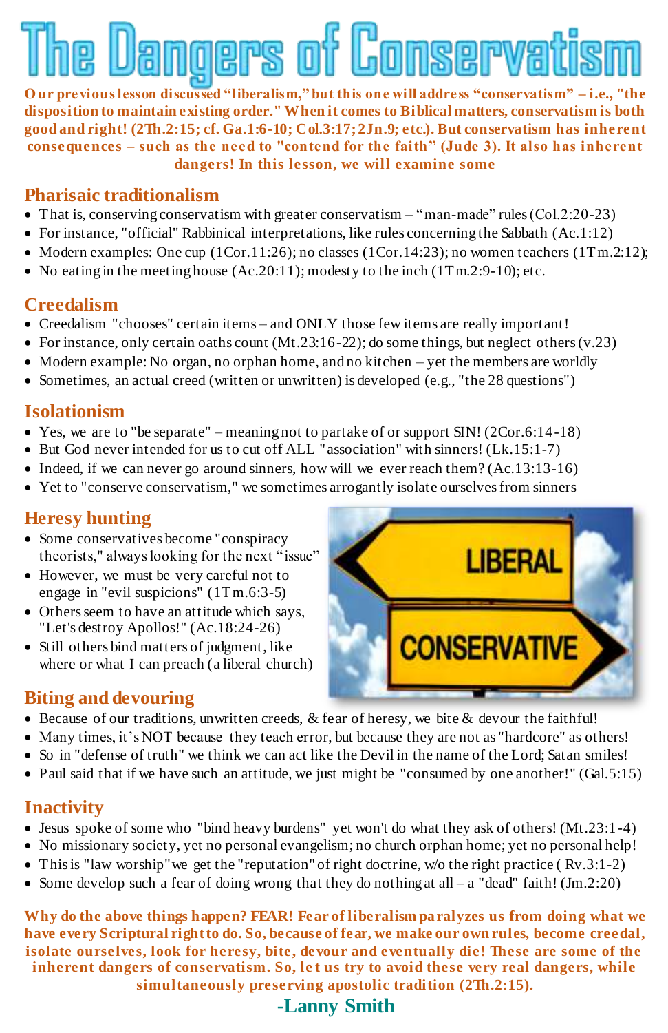# The Dangers of Conservatism

**Our previous lesson discussed "liberalism," but this one will address "conservatism" – i.e., "the disposition to maintain existing order." When it comes to Biblical matters, conservatism is both good and right! (2Th.2:15; cf. Ga.1:6-10; Col.3:17; 2Jn.9; etc.). But conservatism has inherent consequences – such as the need to "contend for the faith" (Jude 3). It also has inherent dangers! In this lesson, we will examine some**

## Pharisaic traditionalism

- That is, conserving conservatism with greater conservatism – "man-made" rules (Col.2:20-23)
- For instance, "official" Rabbinical interpretations, like rules concerning the Sabbath (Ac.1:12)
- Modern examples: One cup (1Cor.11:26); no classes (1Cor.14:23); no women teachers (1Tm.2:12);
- No eating in the meeting house (Ac.20:11); modesty to the inch (1Tm.2:9-10); etc.

## Creedalism

- Creedalism "chooses" certain items – and ONLY those few items are really important!
- For instance, only certain oaths count (Mt.23:16-22); do some things, but neglect others (v.23)
- Modern example: No organ, no orphan home, and no kitchen – yet the members are worldly
- Sometimes, an actual creed (written or unwritten) is developed (e.g., "the 28 questions")

## Isolationism

- Yes, we are to "be separate" – meaning not to partake of or support SIN! (2Cor.6:14-18)
- But God never intended for us to cut off ALL "association" with sinners! (Lk.15:1-7)
- Indeed, if we can never go around sinners, how will we ever reach them? (Ac.13:13-16)
- Yet to "conserve conservatism," we sometimes arrogantly isolate ourselves from sinners

## Heresy hunting

- Some conservatives become "conspiracy theorists," always looking for the next "issue"
- However, we must be very careful not to engage in "evil suspicions" (1Tm.6:3-5)
- Others seem to have an attitude which says, "Let's destroy Apollos!" (Ac.18:24-26)
- Still others bind matters of judgment, like where or what I can preach (a liberal church)

## Biting and devouring

- Because of our traditions, unwritten creeds, & fear of heresy, we bite & devour the faithful!
- Many times, it's NOT because they teach error, but because they are not as "hardcore" as others!
- So in "defense of truth" we think we can act like the Devil in the name of the Lord; Satan smiles!
- Paul said that if we have such an attitude, we just might be "consumed by one another!" (Gal.5:15)

## Inactivity

- Jesus spoke of some who "bind heavy burdens" yet won't do what they ask of others! (Mt.23:1-4)
- No missionary society, yet no personal evangelism; no church orphan home; yet no personal help!
- This is "law worship" we get the "reputation" of right doctrine, w/o the right practice ( Rv.3:1-2)
- Some develop such a fear of doing wrong that they do nothing at all – a "dead" faith! (Jm.2:20)

**Why do the above things happen? FEAR! Fear of liberalism paralyzes us from doing what we have every Scriptural right to do. So, because of fear, we make our own rules, become creedal, isolate ourselves, look for heresy, bite, devour and eventually die! These are some of the inherent dangers of conservatism. So, let us try to avoid these very real dangers, while simultaneously preserving apostolic tradition (2Th.2:15).**

**-Lanny Smith**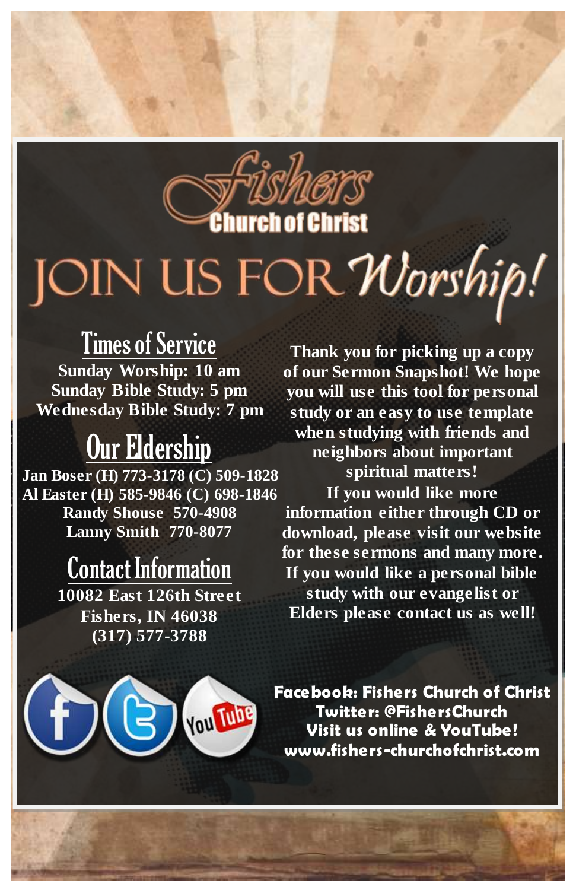# Fishers Church of Christ

# JOIN US FOR *Worship!*

## Times of Service

**Sunday Worship: 10 am**
**Sunday Bible Study: 5 pm**
**Wednesday Bible Study: 7 pm**

## Our Eldership

**Jan Boser (H) 773-3178 (C) 509-1828**
**Al Easter (H) 585-9846 (C) 698-1846**
**Randy Shouse 570-4908**
**Lanny Smith 770-8077**

## Contact Information

**10082 East 126th Street**
**Fishers, IN 46038**
**(317) 577-3788**

**Thank you for picking up a copy of our Sermon Snapshot! We hope you will use this tool for personal study or an easy to use template when studying with friends and neighbors about important spiritual matters!**
**If you would like more information either through CD or download, please visit our website for these sermons and many more. If you would like a personal bible study with our evangelist or Elders please contact us as well!**

**Facebook: Fishers Church of Christ**
**Twitter: @FishersChurch**
**Visit us online & YouTube!**
**www.fishers-churchofchrist.com**